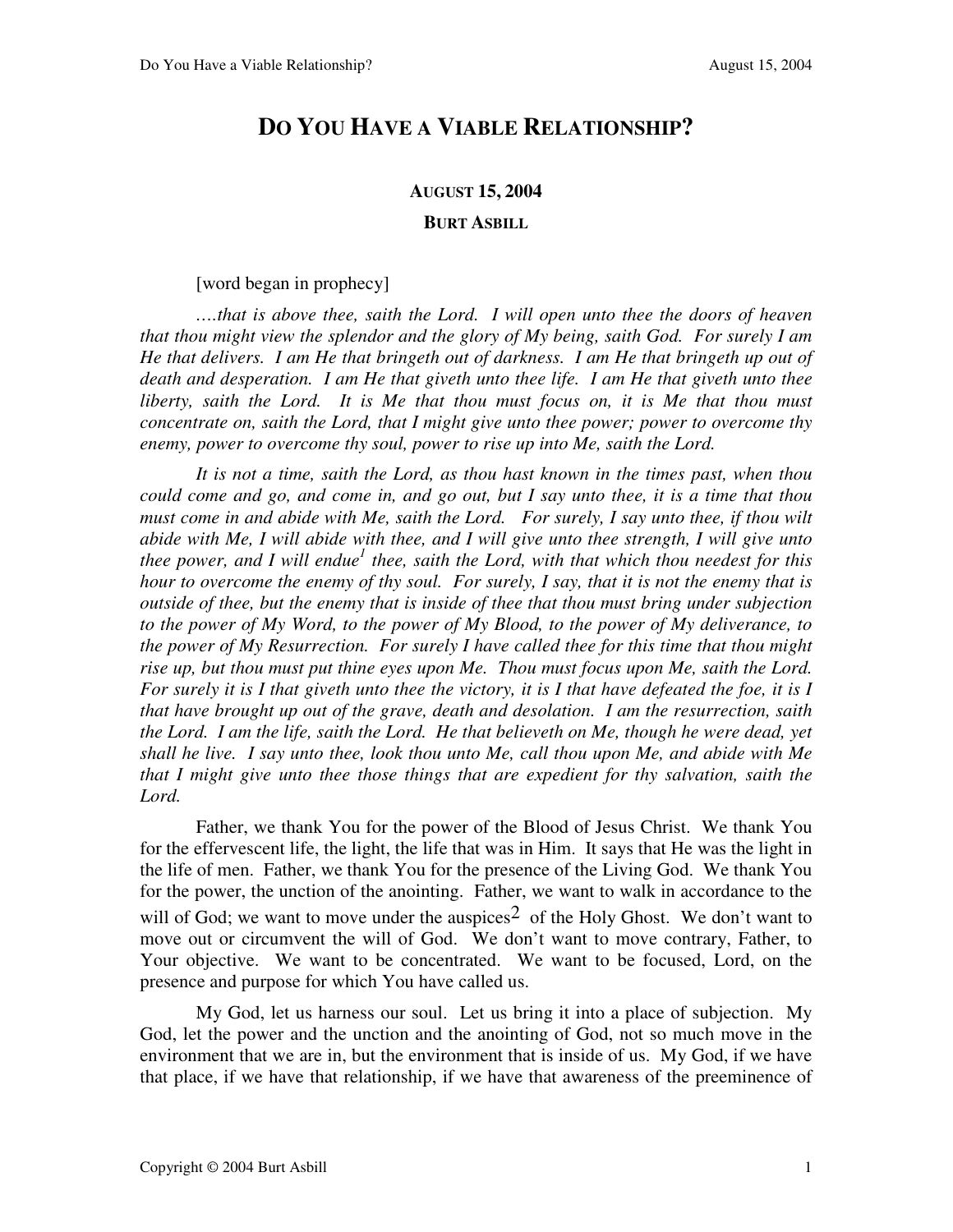# DO YOU HAVE A VIABLE RELATIONSHIP?

### AUGUST 15, 2004

### BURT ASBILL

[word began in prophecy]

*….that is above thee, saith the Lord. I will open unto thee the doors of heaven that thou might view the splendor and the glory of My being, saith God. For surely I am He that delivers. I am He that bringeth out of darkness. I am He that bringeth up out of death and desperation. I am He that giveth unto thee life. I am He that giveth unto thee liberty, saith the Lord. It is Me that thou must focus on, it is Me that thou must concentrate on, saith the Lord, that I might give unto thee power; power to overcome thy enemy, power to overcome thy soul, power to rise up into Me, saith the Lord.*

*It is not a time, saith the Lord, as thou hast known in the times past, when thou could come and go, and come in, and go out, but I say unto thee, it is a time that thou must come in and abide with Me, saith the Lord. For surely, I say unto thee, if thou wilt abide with Me, I will abide with thee, and I will give unto thee strength, I will give unto thee power, and I will endue*[1] *thee, saith the Lord, with that which thou needest for this hour to overcome the enemy of thy soul. For surely, I say, that it is not the enemy that is outside of thee, but the enemy that is inside of thee that thou must bring under subjection to the power of My Word, to the power of My Blood, to the power of My deliverance, to the power of My Resurrection. For surely I have called thee for this time that thou might rise up, but thou must put thine eyes upon Me. Thou must focus upon Me, saith the Lord. For surely it is I that giveth unto thee the victory, it is I that have defeated the foe, it is I that have brought up out of the grave, death and desolation. I am the resurrection, saith the Lord. I am the life, saith the Lord. He that believeth on Me, though he were dead, yet shall he live. I say unto thee, look thou unto Me, call thou upon Me, and abide with Me that I might give unto thee those things that are expedient for thy salvation, saith the Lord.*

Father, we thank You for the power of the Blood of Jesus Christ. We thank You for the effervescent life, the light, the life that was in Him. It says that He was the light in the life of men. Father, we thank You for the presence of the Living God. We thank You for the power, the unction of the anointing. Father, we want to walk in accordance to the will of God; we want to move under the auspices[2] of the Holy Ghost. We don't want to move out or circumvent the will of God. We don't want to move contrary, Father, to Your objective. We want to be concentrated. We want to be focused, Lord, on the presence and purpose for which You have called us.

My God, let us harness our soul. Let us bring it into a place of subjection. My God, let the power and the unction and the anointing of God, not so much move in the environment that we are in, but the environment that is inside of us. My God, if we have that place, if we have that relationship, if we have that awareness of the preeminence of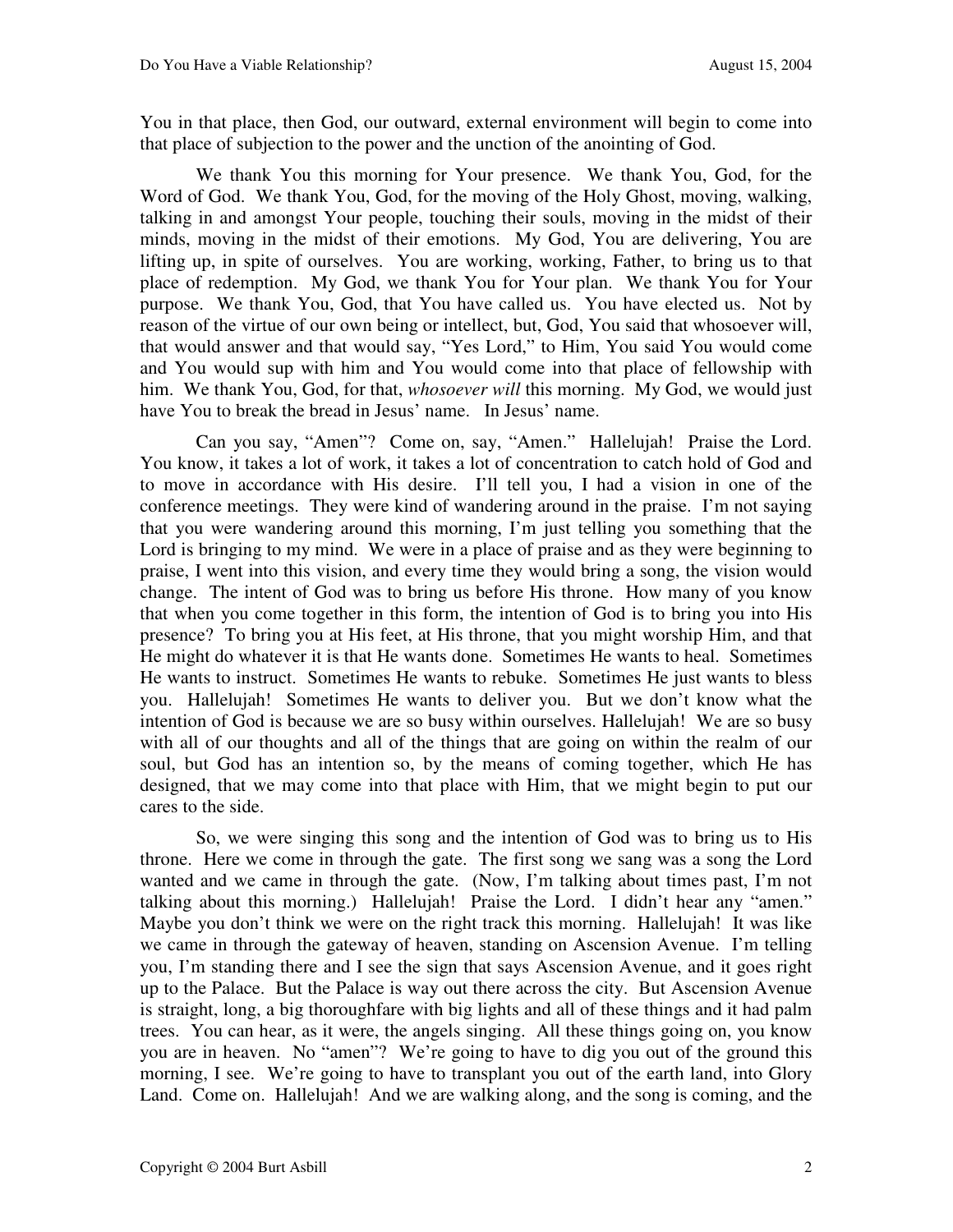You in that place, then God, our outward, external environment will begin to come into that place of subjection to the power and the unction of the anointing of God.

We thank You this morning for Your presence. We thank You, God, for the Word of God. We thank You, God, for the moving of the Holy Ghost, moving, walking, talking in and amongst Your people, touching their souls, moving in the midst of their minds, moving in the midst of their emotions. My God, You are delivering, You are lifting up, in spite of ourselves. You are working, working, Father, to bring us to that place of redemption. My God, we thank You for Your plan. We thank You for Your purpose. We thank You, God, that You have called us. You have elected us. Not by reason of the virtue of our own being or intellect, but, God, You said that whosoever will, that would answer and that would say, "Yes Lord," to Him, You said You would come and You would sup with him and You would come into that place of fellowship with him. We thank You, God, for that, *whosoever will* this morning. My God, we would just have You to break the bread in Jesus' name. In Jesus' name.

Can you say, "Amen"? Come on, say, "Amen." Hallelujah! Praise the Lord. You know, it takes a lot of work, it takes a lot of concentration to catch hold of God and to move in accordance with His desire. I'll tell you, I had a vision in one of the conference meetings. They were kind of wandering around in the praise. I'm not saying that you were wandering around this morning, I'm just telling you something that the Lord is bringing to my mind. We were in a place of praise and as they were beginning to praise, I went into this vision, and every time they would bring a song, the vision would change. The intent of God was to bring us before His throne. How many of you know that when you come together in this form, the intention of God is to bring you into His presence? To bring you at His feet, at His throne, that you might worship Him, and that He might do whatever it is that He wants done. Sometimes He wants to heal. Sometimes He wants to instruct. Sometimes He wants to rebuke. Sometimes He just wants to bless you. Hallelujah! Sometimes He wants to deliver you. But we don't know what the intention of God is because we are so busy within ourselves. Hallelujah! We are so busy with all of our thoughts and all of the things that are going on within the realm of our soul, but God has an intention so, by the means of coming together, which He has designed, that we may come into that place with Him, that we might begin to put our cares to the side.

So, we were singing this song and the intention of God was to bring us to His throne. Here we come in through the gate. The first song we sang was a song the Lord wanted and we came in through the gate. (Now, I'm talking about times past, I'm not talking about this morning.) Hallelujah! Praise the Lord. I didn't hear any "amen." Maybe you don't think we were on the right track this morning. Hallelujah! It was like we came in through the gateway of heaven, standing on Ascension Avenue. I'm telling you, I'm standing there and I see the sign that says Ascension Avenue, and it goes right up to the Palace. But the Palace is way out there across the city. But Ascension Avenue is straight, long, a big thoroughfare with big lights and all of these things and it had palm trees. You can hear, as it were, the angels singing. All these things going on, you know you are in heaven. No "amen"? We're going to have to dig you out of the ground this morning, I see. We're going to have to transplant you out of the earth land, into Glory Land. Come on. Hallelujah! And we are walking along, and the song is coming, and the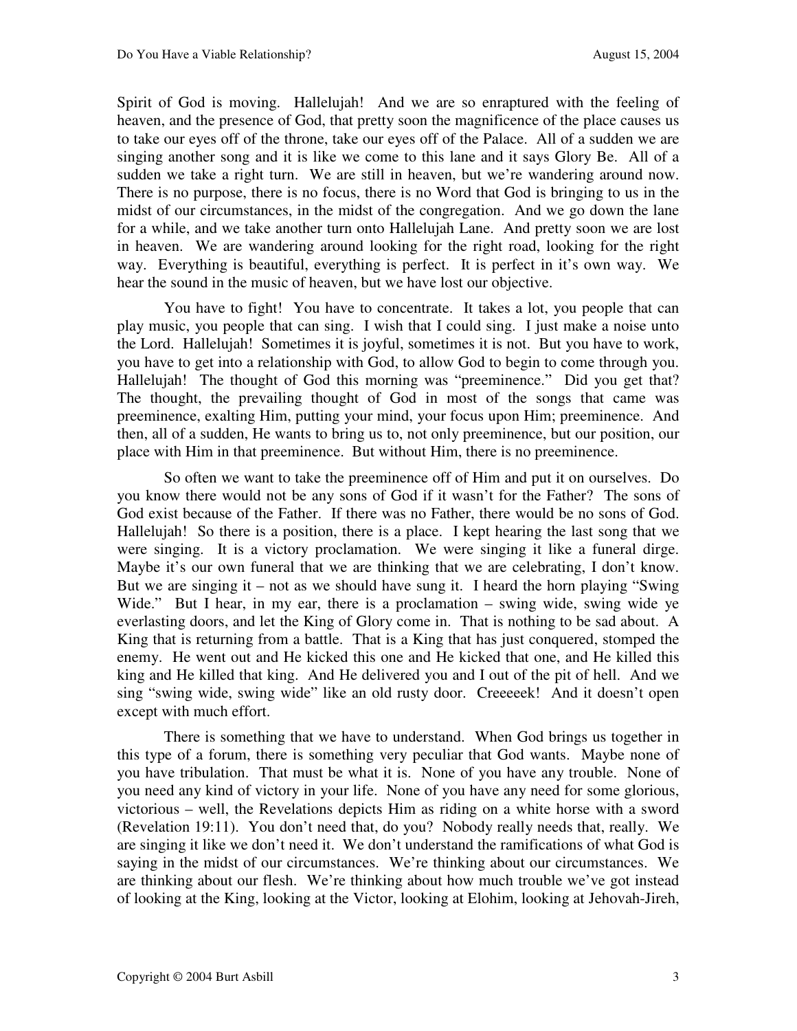Spirit of God is moving. Hallelujah! And we are so enraptured with the feeling of heaven, and the presence of God, that pretty soon the magnificence of the place causes us to take our eyes off of the throne, take our eyes off of the Palace. All of a sudden we are singing another song and it is like we come to this lane and it says Glory Be. All of a sudden we take a right turn. We are still in heaven, but we're wandering around now. There is no purpose, there is no focus, there is no Word that God is bringing to us in the midst of our circumstances, in the midst of the congregation. And we go down the lane for a while, and we take another turn onto Hallelujah Lane. And pretty soon we are lost in heaven. We are wandering around looking for the right road, looking for the right way. Everything is beautiful, everything is perfect. It is perfect in it's own way. We hear the sound in the music of heaven, but we have lost our objective.

You have to fight! You have to concentrate. It takes a lot, you people that can play music, you people that can sing. I wish that I could sing. I just make a noise unto the Lord. Hallelujah! Sometimes it is joyful, sometimes it is not. But you have to work, you have to get into a relationship with God, to allow God to begin to come through you. Hallelujah! The thought of God this morning was "preeminence." Did you get that? The thought, the prevailing thought of God in most of the songs that came was preeminence, exalting Him, putting your mind, your focus upon Him; preeminence. And then, all of a sudden, He wants to bring us to, not only preeminence, but our position, our place with Him in that preeminence. But without Him, there is no preeminence.

So often we want to take the preeminence off of Him and put it on ourselves. Do you know there would not be any sons of God if it wasn't for the Father? The sons of God exist because of the Father. If there was no Father, there would be no sons of God. Hallelujah! So there is a position, there is a place. I kept hearing the last song that we were singing. It is a victory proclamation. We were singing it like a funeral dirge. Maybe it's our own funeral that we are thinking that we are celebrating, I don't know. But we are singing it – not as we should have sung it. I heard the horn playing "Swing Wide." But I hear, in my ear, there is a proclamation – swing wide, swing wide ye everlasting doors, and let the King of Glory come in. That is nothing to be sad about. A King that is returning from a battle. That is a King that has just conquered, stomped the enemy. He went out and He kicked this one and He kicked that one, and He killed this king and He killed that king. And He delivered you and I out of the pit of hell. And we sing "swing wide, swing wide" like an old rusty door. Creeeeek! And it doesn't open except with much effort.

There is something that we have to understand. When God brings us together in this type of a forum, there is something very peculiar that God wants. Maybe none of you have tribulation. That must be what it is. None of you have any trouble. None of you need any kind of victory in your life. None of you have any need for some glorious, victorious – well, the Revelations depicts Him as riding on a white horse with a sword (Revelation 19:11). You don't need that, do you? Nobody really needs that, really. We are singing it like we don't need it. We don't understand the ramifications of what God is saying in the midst of our circumstances. We're thinking about our circumstances. We are thinking about our flesh. We're thinking about how much trouble we've got instead of looking at the King, looking at the Victor, looking at Elohim, looking at Jehovah-Jireh,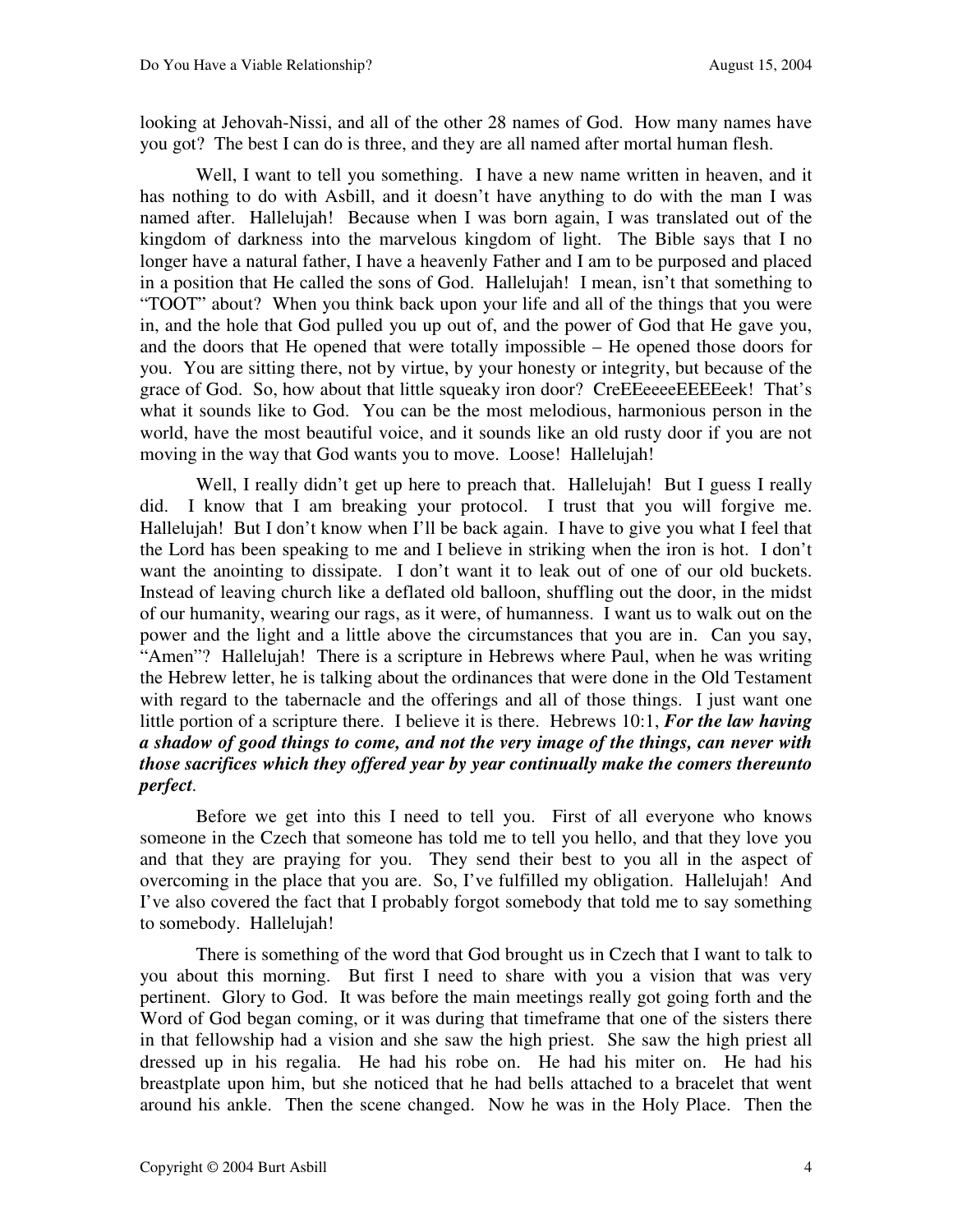looking at Jehovah-Nissi, and all of the other 28 names of God. How many names have you got? The best I can do is three, and they are all named after mortal human flesh.

Well, I want to tell you something. I have a new name written in heaven, and it has nothing to do with Asbill, and it doesn't have anything to do with the man I was named after. Hallelujah! Because when I was born again, I was translated out of the kingdom of darkness into the marvelous kingdom of light. The Bible says that I no longer have a natural father, I have a heavenly Father and I am to be purposed and placed in a position that He called the sons of God. Hallelujah! I mean, isn't that something to "TOOT" about? When you think back upon your life and all of the things that you were in, and the hole that God pulled you up out of, and the power of God that He gave you, and the doors that He opened that were totally impossible – He opened those doors for you. You are sitting there, not by virtue, by your honesty or integrity, but because of the grace of God. So, how about that little squeaky iron door? CreEEeeeeEEEEeek! That's what it sounds like to God. You can be the most melodious, harmonious person in the world, have the most beautiful voice, and it sounds like an old rusty door if you are not moving in the way that God wants you to move. Loose! Hallelujah!

Well, I really didn't get up here to preach that. Hallelujah! But I guess I really did. I know that I am breaking your protocol. I trust that you will forgive me. Hallelujah! But I don't know when I'll be back again. I have to give you what I feel that the Lord has been speaking to me and I believe in striking when the iron is hot. I don't want the anointing to dissipate. I don't want it to leak out of one of our old buckets. Instead of leaving church like a deflated old balloon, shuffling out the door, in the midst of our humanity, wearing our rags, as it were, of humanness. I want us to walk out on the power and the light and a little above the circumstances that you are in. Can you say, "Amen"? Hallelujah! There is a scripture in Hebrews where Paul, when he was writing the Hebrew letter, he is talking about the ordinances that were done in the Old Testament with regard to the tabernacle and the offerings and all of those things. I just want one little portion of a scripture there. I believe it is there. Hebrews 10:1, ***For the law having a shadow of good things to come, and not the very image of the things, can never with those sacrifices which they offered year by year continually make the comers thereunto perfect***.

Before we get into this I need to tell you. First of all everyone who knows someone in the Czech that someone has told me to tell you hello, and that they love you and that they are praying for you. They send their best to you all in the aspect of overcoming in the place that you are. So, I've fulfilled my obligation. Hallelujah! And I've also covered the fact that I probably forgot somebody that told me to say something to somebody. Hallelujah!

There is something of the word that God brought us in Czech that I want to talk to you about this morning. But first I need to share with you a vision that was very pertinent. Glory to God. It was before the main meetings really got going forth and the Word of God began coming, or it was during that timeframe that one of the sisters there in that fellowship had a vision and she saw the high priest. She saw the high priest all dressed up in his regalia. He had his robe on. He had his miter on. He had his breastplate upon him, but she noticed that he had bells attached to a bracelet that went around his ankle. Then the scene changed. Now he was in the Holy Place. Then the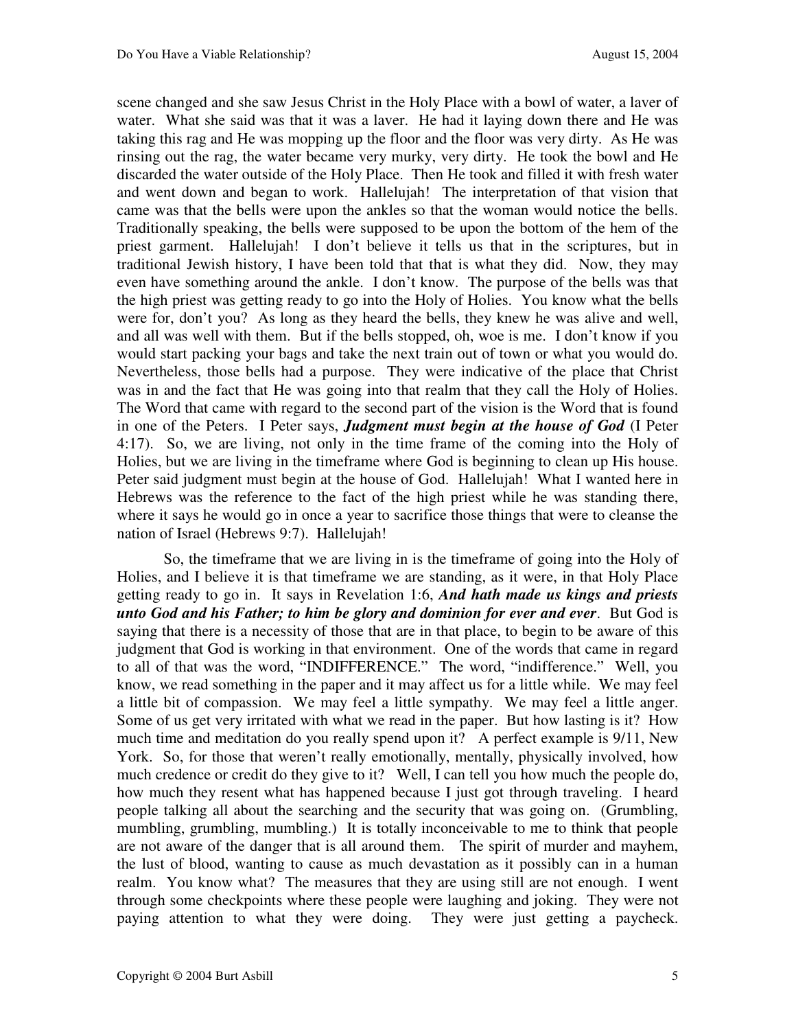scene changed and she saw Jesus Christ in the Holy Place with a bowl of water, a laver of water. What she said was that it was a laver. He had it laying down there and He was taking this rag and He was mopping up the floor and the floor was very dirty. As He was rinsing out the rag, the water became very murky, very dirty. He took the bowl and He discarded the water outside of the Holy Place. Then He took and filled it with fresh water and went down and began to work. Hallelujah! The interpretation of that vision that came was that the bells were upon the ankles so that the woman would notice the bells. Traditionally speaking, the bells were supposed to be upon the bottom of the hem of the priest garment. Hallelujah! I don't believe it tells us that in the scriptures, but in traditional Jewish history, I have been told that that is what they did. Now, they may even have something around the ankle. I don't know. The purpose of the bells was that the high priest was getting ready to go into the Holy of Holies. You know what the bells were for, don't you? As long as they heard the bells, they knew he was alive and well, and all was well with them. But if the bells stopped, oh, woe is me. I don't know if you would start packing your bags and take the next train out of town or what you would do. Nevertheless, those bells had a purpose. They were indicative of the place that Christ was in and the fact that He was going into that realm that they call the Holy of Holies. The Word that came with regard to the second part of the vision is the Word that is found in one of the Peters. I Peter says, ***Judgment must begin at the house of God*** (I Peter 4:17). So, we are living, not only in the time frame of the coming into the Holy of Holies, but we are living in the timeframe where God is beginning to clean up His house. Peter said judgment must begin at the house of God. Hallelujah! What I wanted here in Hebrews was the reference to the fact of the high priest while he was standing there, where it says he would go in once a year to sacrifice those things that were to cleanse the nation of Israel (Hebrews 9:7). Hallelujah!

So, the timeframe that we are living in is the timeframe of going into the Holy of Holies, and I believe it is that timeframe we are standing, as it were, in that Holy Place getting ready to go in. It says in Revelation 1:6, ***And hath made us kings and priests unto God and his Father; to him be glory and dominion for ever and ever***. But God is saying that there is a necessity of those that are in that place, to begin to be aware of this judgment that God is working in that environment. One of the words that came in regard to all of that was the word, "INDIFFERENCE." The word, "indifference." Well, you know, we read something in the paper and it may affect us for a little while. We may feel a little bit of compassion. We may feel a little sympathy. We may feel a little anger. Some of us get very irritated with what we read in the paper. But how lasting is it? How much time and meditation do you really spend upon it? A perfect example is 9/11, New York. So, for those that weren't really emotionally, mentally, physically involved, how much credence or credit do they give to it? Well, I can tell you how much the people do, how much they resent what has happened because I just got through traveling. I heard people talking all about the searching and the security that was going on. (Grumbling, mumbling, grumbling, mumbling.) It is totally inconceivable to me to think that people are not aware of the danger that is all around them. The spirit of murder and mayhem, the lust of blood, wanting to cause as much devastation as it possibly can in a human realm. You know what? The measures that they are using still are not enough. I went through some checkpoints where these people were laughing and joking. They were not paying attention to what they were doing. They were just getting a paycheck.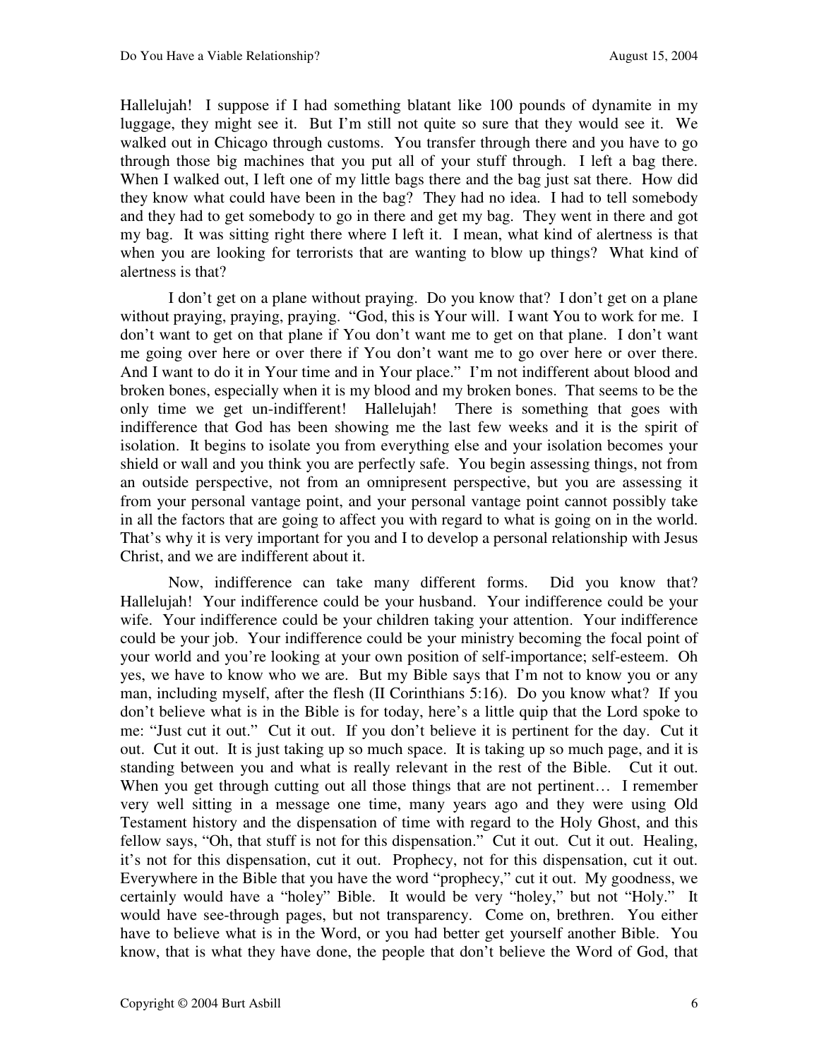Hallelujah! I suppose if I had something blatant like 100 pounds of dynamite in my luggage, they might see it. But I'm still not quite so sure that they would see it. We walked out in Chicago through customs. You transfer through there and you have to go through those big machines that you put all of your stuff through. I left a bag there. When I walked out, I left one of my little bags there and the bag just sat there. How did they know what could have been in the bag? They had no idea. I had to tell somebody and they had to get somebody to go in there and get my bag. They went in there and got my bag. It was sitting right there where I left it. I mean, what kind of alertness is that when you are looking for terrorists that are wanting to blow up things? What kind of alertness is that?

I don't get on a plane without praying. Do you know that? I don't get on a plane without praying, praying, praying. "God, this is Your will. I want You to work for me. I don't want to get on that plane if You don't want me to get on that plane. I don't want me going over here or over there if You don't want me to go over here or over there. And I want to do it in Your time and in Your place." I'm not indifferent about blood and broken bones, especially when it is my blood and my broken bones. That seems to be the only time we get un-indifferent! Hallelujah! There is something that goes with indifference that God has been showing me the last few weeks and it is the spirit of isolation. It begins to isolate you from everything else and your isolation becomes your shield or wall and you think you are perfectly safe. You begin assessing things, not from an outside perspective, not from an omnipresent perspective, but you are assessing it from your personal vantage point, and your personal vantage point cannot possibly take in all the factors that are going to affect you with regard to what is going on in the world. That's why it is very important for you and I to develop a personal relationship with Jesus Christ, and we are indifferent about it.

Now, indifference can take many different forms. Did you know that? Hallelujah! Your indifference could be your husband. Your indifference could be your wife. Your indifference could be your children taking your attention. Your indifference could be your job. Your indifference could be your ministry becoming the focal point of your world and you're looking at your own position of self-importance; self-esteem. Oh yes, we have to know who we are. But my Bible says that I'm not to know you or any man, including myself, after the flesh (II Corinthians 5:16). Do you know what? If you don't believe what is in the Bible is for today, here's a little quip that the Lord spoke to me: "Just cut it out." Cut it out. If you don't believe it is pertinent for the day. Cut it out. Cut it out. It is just taking up so much space. It is taking up so much page, and it is standing between you and what is really relevant in the rest of the Bible. Cut it out. When you get through cutting out all those things that are not pertinent… I remember very well sitting in a message one time, many years ago and they were using Old Testament history and the dispensation of time with regard to the Holy Ghost, and this fellow says, "Oh, that stuff is not for this dispensation." Cut it out. Cut it out. Healing, it's not for this dispensation, cut it out. Prophecy, not for this dispensation, cut it out. Everywhere in the Bible that you have the word "prophecy," cut it out. My goodness, we certainly would have a "holey" Bible. It would be very "holey," but not "Holy." It would have see-through pages, but not transparency. Come on, brethren. You either have to believe what is in the Word, or you had better get yourself another Bible. You know, that is what they have done, the people that don't believe the Word of God, that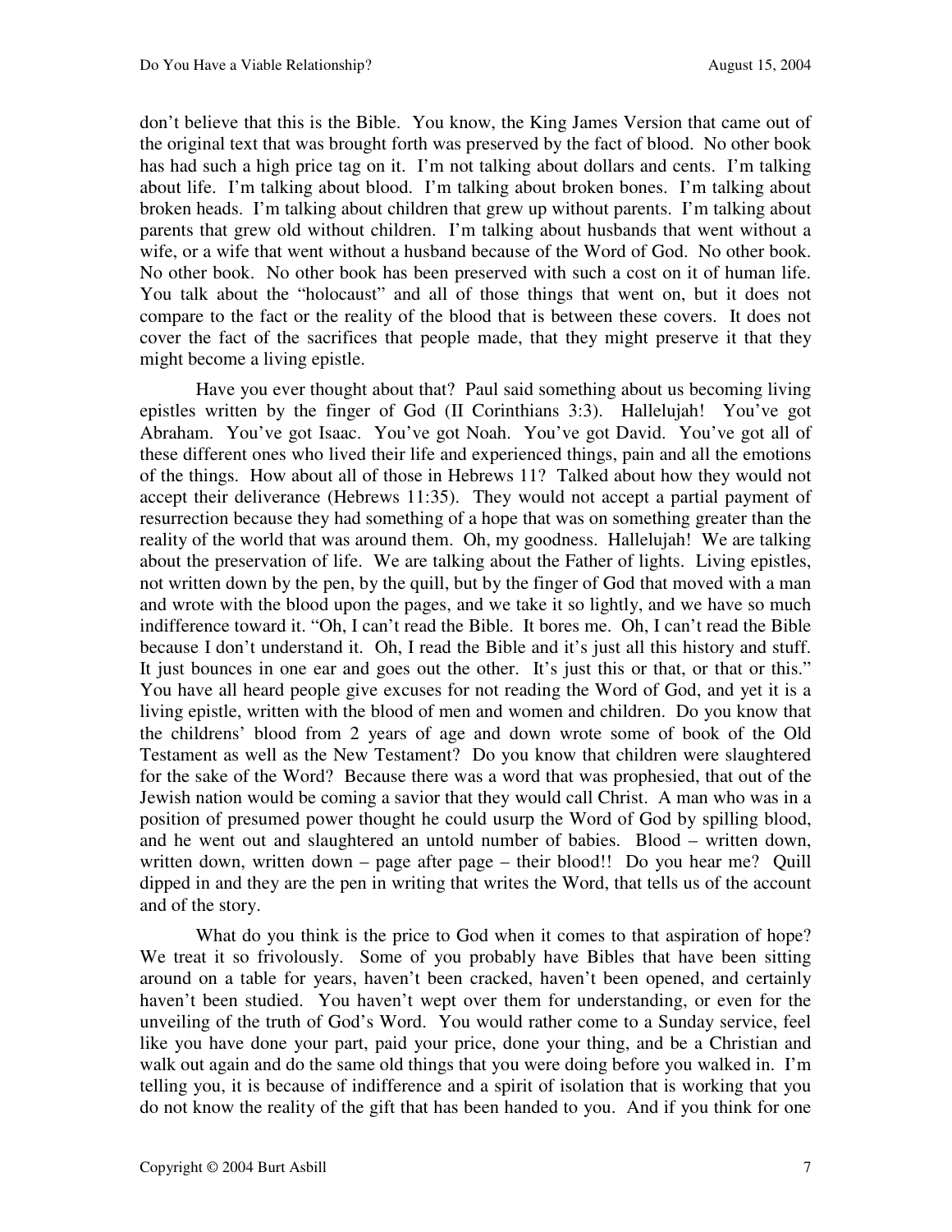don't believe that this is the Bible. You know, the King James Version that came out of the original text that was brought forth was preserved by the fact of blood. No other book has had such a high price tag on it. I'm not talking about dollars and cents. I'm talking about life. I'm talking about blood. I'm talking about broken bones. I'm talking about broken heads. I'm talking about children that grew up without parents. I'm talking about parents that grew old without children. I'm talking about husbands that went without a wife, or a wife that went without a husband because of the Word of God. No other book. No other book. No other book has been preserved with such a cost on it of human life. You talk about the "holocaust" and all of those things that went on, but it does not compare to the fact or the reality of the blood that is between these covers. It does not cover the fact of the sacrifices that people made, that they might preserve it that they might become a living epistle.

Have you ever thought about that? Paul said something about us becoming living epistles written by the finger of God (II Corinthians 3:3). Hallelujah! You've got Abraham. You've got Isaac. You've got Noah. You've got David. You've got all of these different ones who lived their life and experienced things, pain and all the emotions of the things. How about all of those in Hebrews 11? Talked about how they would not accept their deliverance (Hebrews 11:35). They would not accept a partial payment of resurrection because they had something of a hope that was on something greater than the reality of the world that was around them. Oh, my goodness. Hallelujah! We are talking about the preservation of life. We are talking about the Father of lights. Living epistles, not written down by the pen, by the quill, but by the finger of God that moved with a man and wrote with the blood upon the pages, and we take it so lightly, and we have so much indifference toward it. "Oh, I can't read the Bible. It bores me. Oh, I can't read the Bible because I don't understand it. Oh, I read the Bible and it's just all this history and stuff. It just bounces in one ear and goes out the other. It's just this or that, or that or this." You have all heard people give excuses for not reading the Word of God, and yet it is a living epistle, written with the blood of men and women and children. Do you know that the childrens' blood from 2 years of age and down wrote some of book of the Old Testament as well as the New Testament? Do you know that children were slaughtered for the sake of the Word? Because there was a word that was prophesied, that out of the Jewish nation would be coming a savior that they would call Christ. A man who was in a position of presumed power thought he could usurp the Word of God by spilling blood, and he went out and slaughtered an untold number of babies. Blood – written down, written down, written down – page after page – their blood!! Do you hear me? Quill dipped in and they are the pen in writing that writes the Word, that tells us of the account and of the story.

What do you think is the price to God when it comes to that aspiration of hope? We treat it so frivolously. Some of you probably have Bibles that have been sitting around on a table for years, haven't been cracked, haven't been opened, and certainly haven't been studied. You haven't wept over them for understanding, or even for the unveiling of the truth of God's Word. You would rather come to a Sunday service, feel like you have done your part, paid your price, done your thing, and be a Christian and walk out again and do the same old things that you were doing before you walked in. I'm telling you, it is because of indifference and a spirit of isolation that is working that you do not know the reality of the gift that has been handed to you. And if you think for one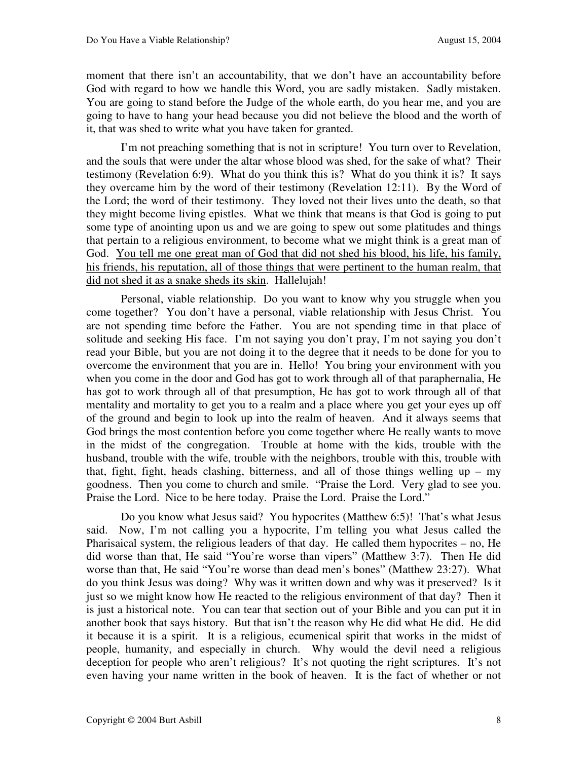moment that there isn't an accountability, that we don't have an accountability before God with regard to how we handle this Word, you are sadly mistaken. Sadly mistaken. You are going to stand before the Judge of the whole earth, do you hear me, and you are going to have to hang your head because you did not believe the blood and the worth of it, that was shed to write what you have taken for granted.

I'm not preaching something that is not in scripture! You turn over to Revelation, and the souls that were under the altar whose blood was shed, for the sake of what? Their testimony (Revelation 6:9). What do you think this is? What do you think it is? It says they overcame him by the word of their testimony (Revelation 12:11). By the Word of the Lord; the word of their testimony. They loved not their lives unto the death, so that they might become living epistles. What we think that means is that God is going to put some type of anointing upon us and we are going to spew out some platitudes and things that pertain to a religious environment, to become what we might think is a great man of God. <u>You tell me one great man of God that did not shed his blood, his life, his family, his friends, his reputation, all of those things that were pertinent to the human realm, that did not shed it as a snake sheds its skin</u>. Hallelujah!

Personal, viable relationship. Do you want to know why you struggle when you come together? You don't have a personal, viable relationship with Jesus Christ. You are not spending time before the Father. You are not spending time in that place of solitude and seeking His face. I'm not saying you don't pray, I'm not saying you don't read your Bible, but you are not doing it to the degree that it needs to be done for you to overcome the environment that you are in. Hello! You bring your environment with you when you come in the door and God has got to work through all of that paraphernalia, He has got to work through all of that presumption, He has got to work through all of that mentality and mortality to get you to a realm and a place where you get your eyes up off of the ground and begin to look up into the realm of heaven. And it always seems that God brings the most contention before you come together where He really wants to move in the midst of the congregation. Trouble at home with the kids, trouble with the husband, trouble with the wife, trouble with the neighbors, trouble with this, trouble with that, fight, fight, heads clashing, bitterness, and all of those things welling up – my goodness. Then you come to church and smile. "Praise the Lord. Very glad to see you. Praise the Lord. Nice to be here today. Praise the Lord. Praise the Lord."

Do you know what Jesus said? You hypocrites (Matthew 6:5)! That's what Jesus said. Now, I'm not calling you a hypocrite, I'm telling you what Jesus called the Pharisaical system, the religious leaders of that day. He called them hypocrites – no, He did worse than that, He said "You're worse than vipers" (Matthew 3:7). Then He did worse than that, He said "You're worse than dead men's bones" (Matthew 23:27). What do you think Jesus was doing? Why was it written down and why was it preserved? Is it just so we might know how He reacted to the religious environment of that day? Then it is just a historical note. You can tear that section out of your Bible and you can put it in another book that says history. But that isn't the reason why He did what He did. He did it because it is a spirit. It is a religious, ecumenical spirit that works in the midst of people, humanity, and especially in church. Why would the devil need a religious deception for people who aren't religious? It's not quoting the right scriptures. It's not even having your name written in the book of heaven. It is the fact of whether or not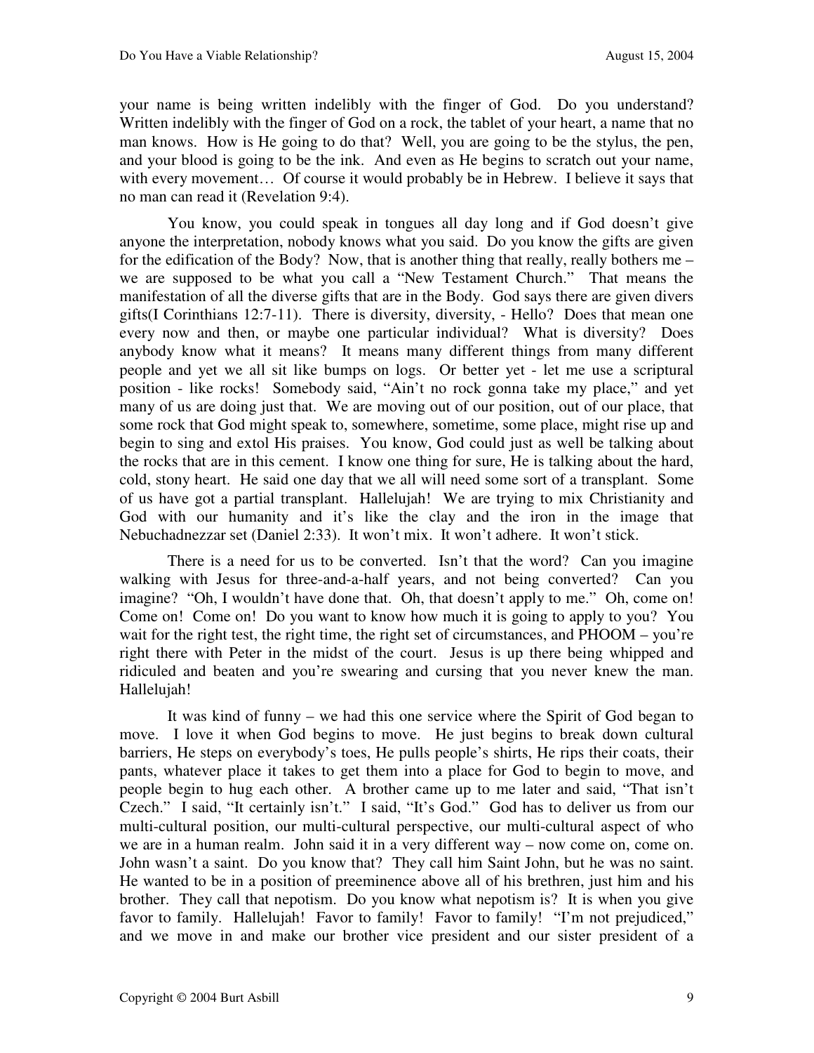your name is being written indelibly with the finger of God. Do you understand? Written indelibly with the finger of God on a rock, the tablet of your heart, a name that no man knows. How is He going to do that? Well, you are going to be the stylus, the pen, and your blood is going to be the ink. And even as He begins to scratch out your name, with every movement… Of course it would probably be in Hebrew. I believe it says that no man can read it (Revelation 9:4).

You know, you could speak in tongues all day long and if God doesn't give anyone the interpretation, nobody knows what you said. Do you know the gifts are given for the edification of the Body? Now, that is another thing that really, really bothers me – we are supposed to be what you call a "New Testament Church." That means the manifestation of all the diverse gifts that are in the Body. God says there are given divers gifts(I Corinthians 12:7-11). There is diversity, diversity, - Hello? Does that mean one every now and then, or maybe one particular individual? What is diversity? Does anybody know what it means? It means many different things from many different people and yet we all sit like bumps on logs. Or better yet - let me use a scriptural position - like rocks! Somebody said, "Ain't no rock gonna take my place," and yet many of us are doing just that. We are moving out of our position, out of our place, that some rock that God might speak to, somewhere, sometime, some place, might rise up and begin to sing and extol His praises. You know, God could just as well be talking about the rocks that are in this cement. I know one thing for sure, He is talking about the hard, cold, stony heart. He said one day that we all will need some sort of a transplant. Some of us have got a partial transplant. Hallelujah! We are trying to mix Christianity and God with our humanity and it's like the clay and the iron in the image that Nebuchadnezzar set (Daniel 2:33). It won't mix. It won't adhere. It won't stick.

There is a need for us to be converted. Isn't that the word? Can you imagine walking with Jesus for three-and-a-half years, and not being converted? Can you imagine? "Oh, I wouldn't have done that. Oh, that doesn't apply to me." Oh, come on! Come on! Come on! Do you want to know how much it is going to apply to you? You wait for the right test, the right time, the right set of circumstances, and PHOOM – you're right there with Peter in the midst of the court. Jesus is up there being whipped and ridiculed and beaten and you're swearing and cursing that you never knew the man. Hallelujah!

It was kind of funny – we had this one service where the Spirit of God began to move. I love it when God begins to move. He just begins to break down cultural barriers, He steps on everybody's toes, He pulls people's shirts, He rips their coats, their pants, whatever place it takes to get them into a place for God to begin to move, and people begin to hug each other. A brother came up to me later and said, "That isn't Czech." I said, "It certainly isn't." I said, "It's God." God has to deliver us from our multi-cultural position, our multi-cultural perspective, our multi-cultural aspect of who we are in a human realm. John said it in a very different way – now come on, come on. John wasn't a saint. Do you know that? They call him Saint John, but he was no saint. He wanted to be in a position of preeminence above all of his brethren, just him and his brother. They call that nepotism. Do you know what nepotism is? It is when you give favor to family. Hallelujah! Favor to family! Favor to family! "I'm not prejudiced," and we move in and make our brother vice president and our sister president of a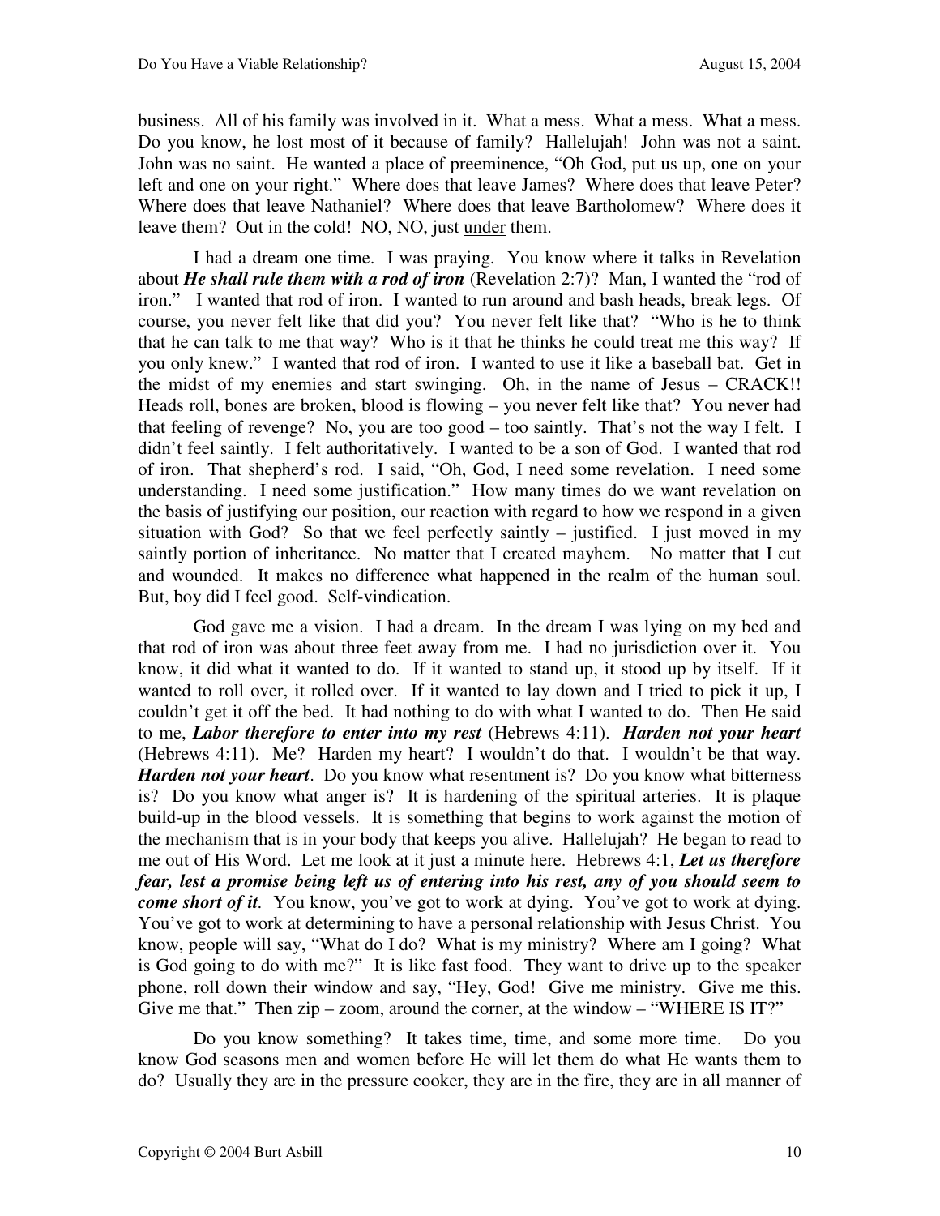business. All of his family was involved in it. What a mess. What a mess. What a mess. Do you know, he lost most of it because of family? Hallelujah! John was not a saint. John was no saint. He wanted a place of preeminence, "Oh God, put us up, one on your left and one on your right." Where does that leave James? Where does that leave Peter? Where does that leave Nathaniel? Where does that leave Bartholomew? Where does it leave them? Out in the cold! NO, NO, just <u>under</u> them.

I had a dream one time. I was praying. You know where it talks in Revelation about ***He shall rule them with a rod of iron*** (Revelation 2:7)? Man, I wanted the "rod of iron." I wanted that rod of iron. I wanted to run around and bash heads, break legs. Of course, you never felt like that did you? You never felt like that? "Who is he to think that he can talk to me that way? Who is it that he thinks he could treat me this way? If you only knew." I wanted that rod of iron. I wanted to use it like a baseball bat. Get in the midst of my enemies and start swinging. Oh, in the name of Jesus – CRACK!! Heads roll, bones are broken, blood is flowing – you never felt like that? You never had that feeling of revenge? No, you are too good – too saintly. That's not the way I felt. I didn't feel saintly. I felt authoritatively. I wanted to be a son of God. I wanted that rod of iron. That shepherd's rod. I said, "Oh, God, I need some revelation. I need some understanding. I need some justification." How many times do we want revelation on the basis of justifying our position, our reaction with regard to how we respond in a given situation with God? So that we feel perfectly saintly – justified. I just moved in my saintly portion of inheritance. No matter that I created mayhem. No matter that I cut and wounded. It makes no difference what happened in the realm of the human soul. But, boy did I feel good. Self-vindication.

God gave me a vision. I had a dream. In the dream I was lying on my bed and that rod of iron was about three feet away from me. I had no jurisdiction over it. You know, it did what it wanted to do. If it wanted to stand up, it stood up by itself. If it wanted to roll over, it rolled over. If it wanted to lay down and I tried to pick it up, I couldn't get it off the bed. It had nothing to do with what I wanted to do. Then He said to me, ***Labor therefore to enter into my rest*** (Hebrews 4:11). ***Harden not your heart*** (Hebrews 4:11). Me? Harden my heart? I wouldn't do that. I wouldn't be that way. ***Harden not your heart***. Do you know what resentment is? Do you know what bitterness is? Do you know what anger is? It is hardening of the spiritual arteries. It is plaque build-up in the blood vessels. It is something that begins to work against the motion of the mechanism that is in your body that keeps you alive. Hallelujah? He began to read to me out of His Word. Let me look at it just a minute here. Hebrews 4:1, ***Let us therefore fear, lest a promise being left us of entering into his rest, any of you should seem to come short of it***. You know, you've got to work at dying. You've got to work at dying. You've got to work at determining to have a personal relationship with Jesus Christ. You know, people will say, "What do I do? What is my ministry? Where am I going? What is God going to do with me?" It is like fast food. They want to drive up to the speaker phone, roll down their window and say, "Hey, God! Give me ministry. Give me this. Give me that." Then zip – zoom, around the corner, at the window – "WHERE IS IT?"

Do you know something? It takes time, time, and some more time. Do you know God seasons men and women before He will let them do what He wants them to do? Usually they are in the pressure cooker, they are in the fire, they are in all manner of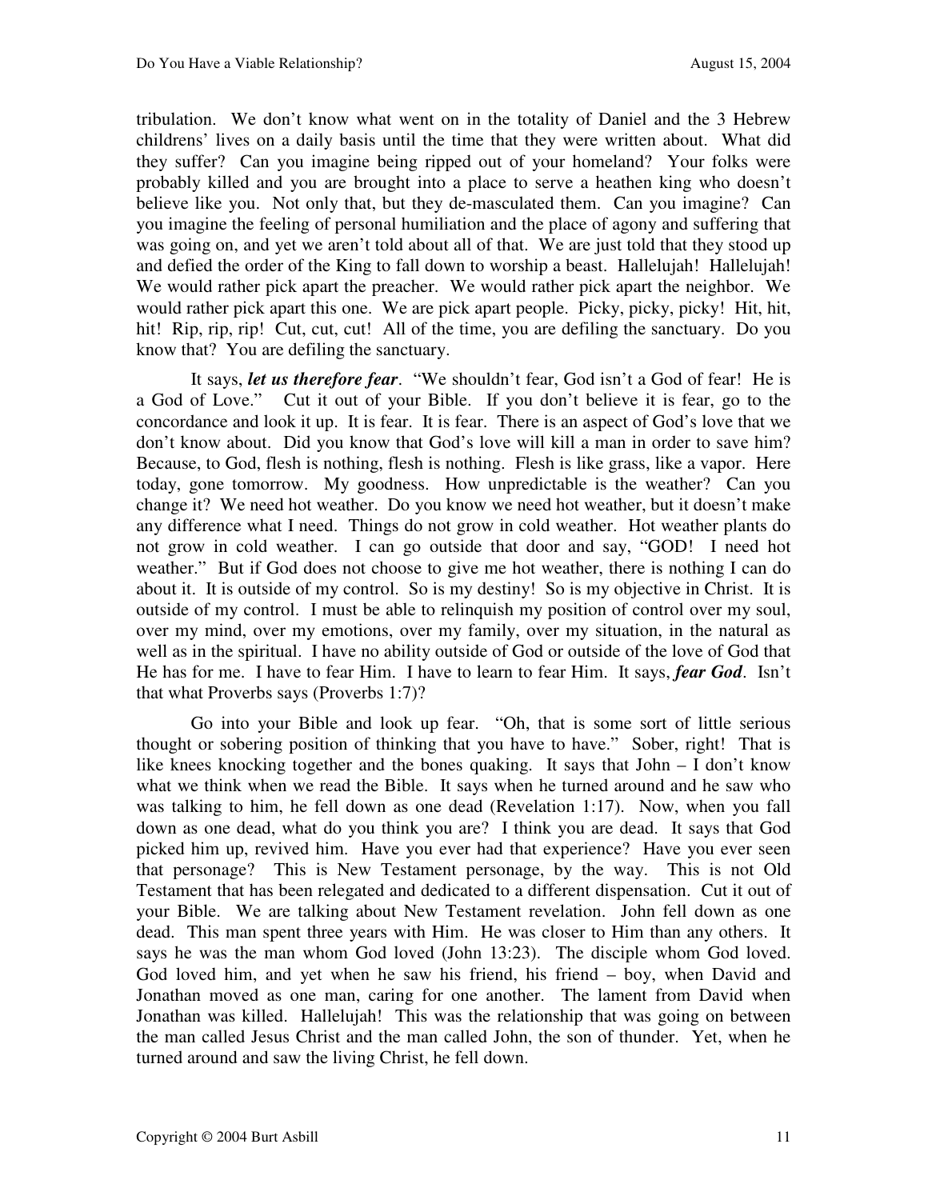tribulation. We don't know what went on in the totality of Daniel and the 3 Hebrew childrens' lives on a daily basis until the time that they were written about. What did they suffer? Can you imagine being ripped out of your homeland? Your folks were probably killed and you are brought into a place to serve a heathen king who doesn't believe like you. Not only that, but they de-masculated them. Can you imagine? Can you imagine the feeling of personal humiliation and the place of agony and suffering that was going on, and yet we aren't told about all of that. We are just told that they stood up and defied the order of the King to fall down to worship a beast. Hallelujah! Hallelujah! We would rather pick apart the preacher. We would rather pick apart the neighbor. We would rather pick apart this one. We are pick apart people. Picky, picky, picky! Hit, hit, hit! Rip, rip, rip! Cut, cut, cut! All of the time, you are defiling the sanctuary. Do you know that? You are defiling the sanctuary.

It says, ***let us therefore fear***. "We shouldn't fear, God isn't a God of fear! He is a God of Love." Cut it out of your Bible. If you don't believe it is fear, go to the concordance and look it up. It is fear. It is fear. There is an aspect of God's love that we don't know about. Did you know that God's love will kill a man in order to save him? Because, to God, flesh is nothing, flesh is nothing. Flesh is like grass, like a vapor. Here today, gone tomorrow. My goodness. How unpredictable is the weather? Can you change it? We need hot weather. Do you know we need hot weather, but it doesn't make any difference what I need. Things do not grow in cold weather. Hot weather plants do not grow in cold weather. I can go outside that door and say, "GOD! I need hot weather." But if God does not choose to give me hot weather, there is nothing I can do about it. It is outside of my control. So is my destiny! So is my objective in Christ. It is outside of my control. I must be able to relinquish my position of control over my soul, over my mind, over my emotions, over my family, over my situation, in the natural as well as in the spiritual. I have no ability outside of God or outside of the love of God that He has for me. I have to fear Him. I have to learn to fear Him. It says, ***fear God***. Isn't that what Proverbs says (Proverbs 1:7)?

Go into your Bible and look up fear. "Oh, that is some sort of little serious thought or sobering position of thinking that you have to have." Sober, right! That is like knees knocking together and the bones quaking. It says that John – I don't know what we think when we read the Bible. It says when he turned around and he saw who was talking to him, he fell down as one dead (Revelation 1:17). Now, when you fall down as one dead, what do you think you are? I think you are dead. It says that God picked him up, revived him. Have you ever had that experience? Have you ever seen that personage? This is New Testament personage, by the way. This is not Old Testament that has been relegated and dedicated to a different dispensation. Cut it out of your Bible. We are talking about New Testament revelation. John fell down as one dead. This man spent three years with Him. He was closer to Him than any others. It says he was the man whom God loved (John 13:23). The disciple whom God loved. God loved him, and yet when he saw his friend, his friend – boy, when David and Jonathan moved as one man, caring for one another. The lament from David when Jonathan was killed. Hallelujah! This was the relationship that was going on between the man called Jesus Christ and the man called John, the son of thunder. Yet, when he turned around and saw the living Christ, he fell down.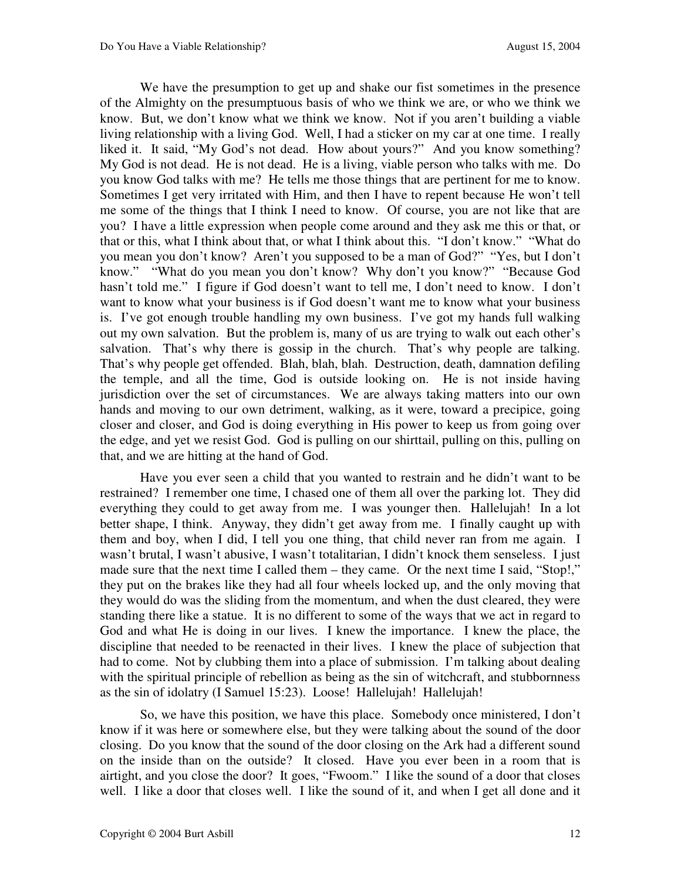We have the presumption to get up and shake our fist sometimes in the presence of the Almighty on the presumptuous basis of who we think we are, or who we think we know. But, we don't know what we think we know. Not if you aren't building a viable living relationship with a living God. Well, I had a sticker on my car at one time. I really liked it. It said, "My God's not dead. How about yours?" And you know something? My God is not dead. He is not dead. He is a living, viable person who talks with me. Do you know God talks with me? He tells me those things that are pertinent for me to know. Sometimes I get very irritated with Him, and then I have to repent because He won't tell me some of the things that I think I need to know. Of course, you are not like that are you? I have a little expression when people come around and they ask me this or that, or that or this, what I think about that, or what I think about this. "I don't know." "What do you mean you don't know? Aren't you supposed to be a man of God?" "Yes, but I don't know." "What do you mean you don't know? Why don't you know?" "Because God hasn't told me." I figure if God doesn't want to tell me, I don't need to know. I don't want to know what your business is if God doesn't want me to know what your business is. I've got enough trouble handling my own business. I've got my hands full walking out my own salvation. But the problem is, many of us are trying to walk out each other's salvation. That's why there is gossip in the church. That's why people are talking. That's why people get offended. Blah, blah, blah. Destruction, death, damnation defiling the temple, and all the time, God is outside looking on. He is not inside having jurisdiction over the set of circumstances. We are always taking matters into our own hands and moving to our own detriment, walking, as it were, toward a precipice, going closer and closer, and God is doing everything in His power to keep us from going over the edge, and yet we resist God. God is pulling on our shirttail, pulling on this, pulling on that, and we are hitting at the hand of God.

Have you ever seen a child that you wanted to restrain and he didn't want to be restrained? I remember one time, I chased one of them all over the parking lot. They did everything they could to get away from me. I was younger then. Hallelujah! In a lot better shape, I think. Anyway, they didn't get away from me. I finally caught up with them and boy, when I did, I tell you one thing, that child never ran from me again. I wasn't brutal, I wasn't abusive, I wasn't totalitarian, I didn't knock them senseless. I just made sure that the next time I called them – they came. Or the next time I said, "Stop!," they put on the brakes like they had all four wheels locked up, and the only moving that they would do was the sliding from the momentum, and when the dust cleared, they were standing there like a statue. It is no different to some of the ways that we act in regard to God and what He is doing in our lives. I knew the importance. I knew the place, the discipline that needed to be reenacted in their lives. I knew the place of subjection that had to come. Not by clubbing them into a place of submission. I'm talking about dealing with the spiritual principle of rebellion as being as the sin of witchcraft, and stubbornness as the sin of idolatry (I Samuel 15:23). Loose! Hallelujah! Hallelujah!

So, we have this position, we have this place. Somebody once ministered, I don't know if it was here or somewhere else, but they were talking about the sound of the door closing. Do you know that the sound of the door closing on the Ark had a different sound on the inside than on the outside? It closed. Have you ever been in a room that is airtight, and you close the door? It goes, "Fwoom." I like the sound of a door that closes well. I like a door that closes well. I like the sound of it, and when I get all done and it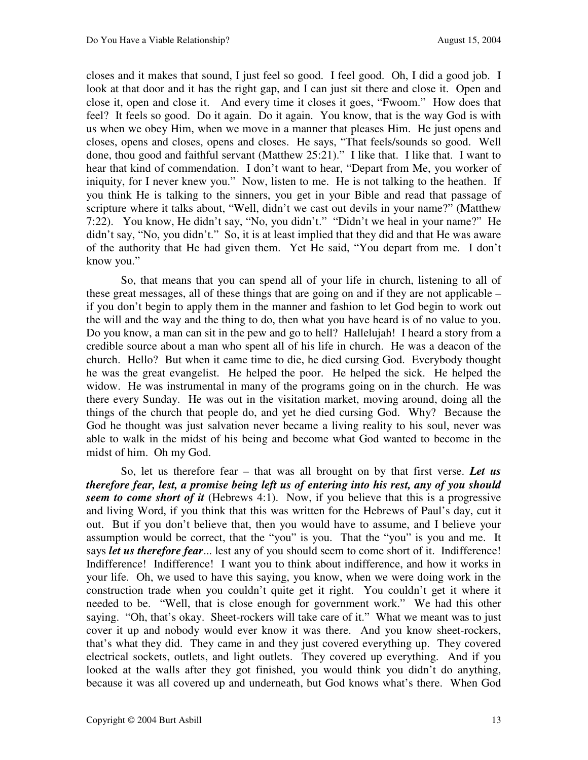closes and it makes that sound, I just feel so good. I feel good. Oh, I did a good job. I look at that door and it has the right gap, and I can just sit there and close it. Open and close it, open and close it. And every time it closes it goes, "Fwoom." How does that feel? It feels so good. Do it again. Do it again. You know, that is the way God is with us when we obey Him, when we move in a manner that pleases Him. He just opens and closes, opens and closes, opens and closes. He says, "That feels/sounds so good. Well done, thou good and faithful servant (Matthew 25:21)." I like that. I like that. I want to hear that kind of commendation. I don't want to hear, "Depart from Me, you worker of iniquity, for I never knew you." Now, listen to me. He is not talking to the heathen. If you think He is talking to the sinners, you get in your Bible and read that passage of scripture where it talks about, "Well, didn't we cast out devils in your name?" (Matthew 7:22). You know, He didn't say, "No, you didn't." "Didn't we heal in your name?" He didn't say, "No, you didn't." So, it is at least implied that they did and that He was aware of the authority that He had given them. Yet He said, "You depart from me. I don't know you."

So, that means that you can spend all of your life in church, listening to all of these great messages, all of these things that are going on and if they are not applicable – if you don't begin to apply them in the manner and fashion to let God begin to work out the will and the way and the thing to do, then what you have heard is of no value to you. Do you know, a man can sit in the pew and go to hell? Hallelujah! I heard a story from a credible source about a man who spent all of his life in church. He was a deacon of the church. Hello? But when it came time to die, he died cursing God. Everybody thought he was the great evangelist. He helped the poor. He helped the sick. He helped the widow. He was instrumental in many of the programs going on in the church. He was there every Sunday. He was out in the visitation market, moving around, doing all the things of the church that people do, and yet he died cursing God. Why? Because the God he thought was just salvation never became a living reality to his soul, never was able to walk in the midst of his being and become what God wanted to become in the midst of him. Oh my God.

So, let us therefore fear – that was all brought on by that first verse. ***Let us therefore fear, lest, a promise being left us of entering into his rest, any of you should seem to come short of it*** (Hebrews 4:1). Now, if you believe that this is a progressive and living Word, if you think that this was written for the Hebrews of Paul's day, cut it out. But if you don't believe that, then you would have to assume, and I believe your assumption would be correct, that the "you" is you. That the "you" is you and me. It says ***let us therefore fear***... lest any of you should seem to come short of it. Indifference! Indifference! Indifference! I want you to think about indifference, and how it works in your life. Oh, we used to have this saying, you know, when we were doing work in the construction trade when you couldn't quite get it right. You couldn't get it where it needed to be. "Well, that is close enough for government work." We had this other saying. "Oh, that's okay. Sheet-rockers will take care of it." What we meant was to just cover it up and nobody would ever know it was there. And you know sheet-rockers, that's what they did. They came in and they just covered everything up. They covered electrical sockets, outlets, and light outlets. They covered up everything. And if you looked at the walls after they got finished, you would think you didn't do anything, because it was all covered up and underneath, but God knows what's there. When God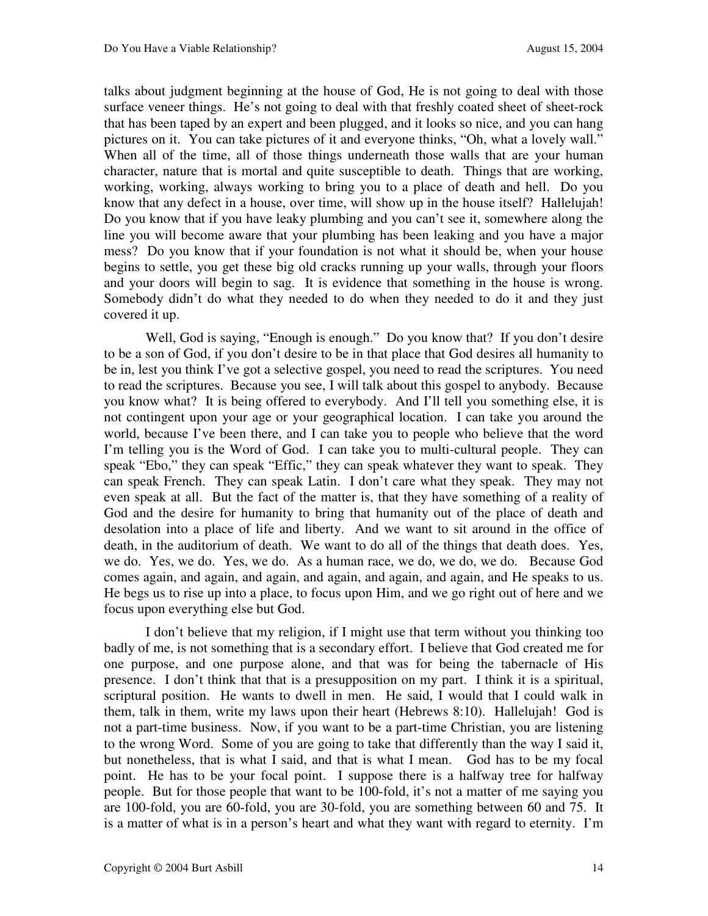talks about judgment beginning at the house of God, He is not going to deal with those surface veneer things. He's not going to deal with that freshly coated sheet of sheet-rock that has been taped by an expert and been plugged, and it looks so nice, and you can hang pictures on it. You can take pictures of it and everyone thinks, "Oh, what a lovely wall." When all of the time, all of those things underneath those walls that are your human character, nature that is mortal and quite susceptible to death. Things that are working, working, working, always working to bring you to a place of death and hell. Do you know that any defect in a house, over time, will show up in the house itself? Hallelujah! Do you know that if you have leaky plumbing and you can't see it, somewhere along the line you will become aware that your plumbing has been leaking and you have a major mess? Do you know that if your foundation is not what it should be, when your house begins to settle, you get these big old cracks running up your walls, through your floors and your doors will begin to sag. It is evidence that something in the house is wrong. Somebody didn't do what they needed to do when they needed to do it and they just covered it up.

Well, God is saying, "Enough is enough." Do you know that? If you don't desire to be a son of God, if you don't desire to be in that place that God desires all humanity to be in, lest you think I've got a selective gospel, you need to read the scriptures. You need to read the scriptures. Because you see, I will talk about this gospel to anybody. Because you know what? It is being offered to everybody. And I'll tell you something else, it is not contingent upon your age or your geographical location. I can take you around the world, because I've been there, and I can take you to people who believe that the word I'm telling you is the Word of God. I can take you to multi-cultural people. They can speak "Ebo," they can speak "Effic," they can speak whatever they want to speak. They can speak French. They can speak Latin. I don't care what they speak. They may not even speak at all. But the fact of the matter is, that they have something of a reality of God and the desire for humanity to bring that humanity out of the place of death and desolation into a place of life and liberty. And we want to sit around in the office of death, in the auditorium of death. We want to do all of the things that death does. Yes, we do. Yes, we do. Yes, we do. As a human race, we do, we do, we do. Because God comes again, and again, and again, and again, and again, and again, and He speaks to us. He begs us to rise up into a place, to focus upon Him, and we go right out of here and we focus upon everything else but God.

I don't believe that my religion, if I might use that term without you thinking too badly of me, is not something that is a secondary effort. I believe that God created me for one purpose, and one purpose alone, and that was for being the tabernacle of His presence. I don't think that that is a presupposition on my part. I think it is a spiritual, scriptural position. He wants to dwell in men. He said, I would that I could walk in them, talk in them, write my laws upon their heart (Hebrews 8:10). Hallelujah! God is not a part-time business. Now, if you want to be a part-time Christian, you are listening to the wrong Word. Some of you are going to take that differently than the way I said it, but nonetheless, that is what I said, and that is what I mean. God has to be my focal point. He has to be your focal point. I suppose there is a halfway tree for halfway people. But for those people that want to be 100-fold, it's not a matter of me saying you are 100-fold, you are 60-fold, you are 30-fold, you are something between 60 and 75. It is a matter of what is in a person's heart and what they want with regard to eternity. I'm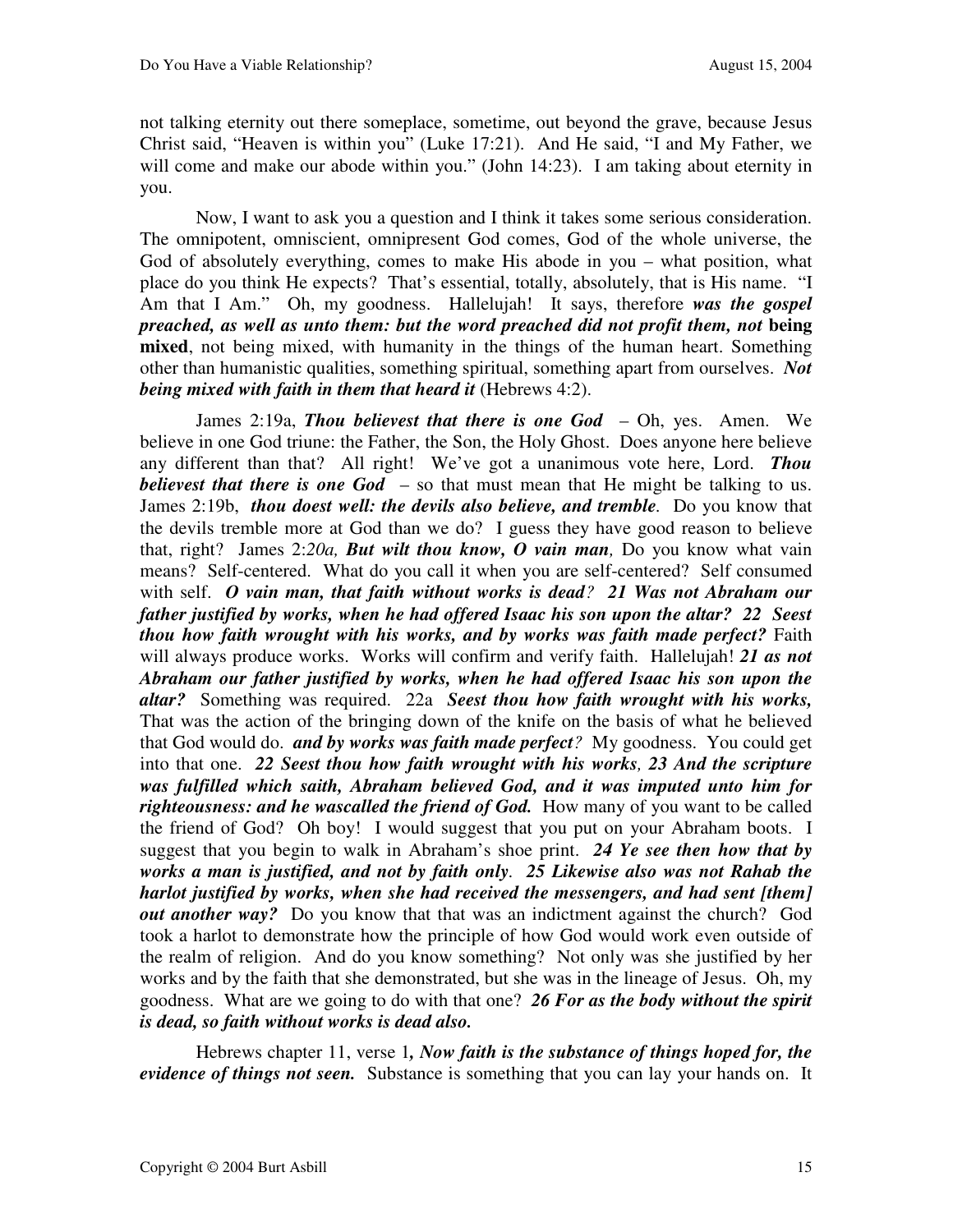not talking eternity out there someplace, sometime, out beyond the grave, because Jesus Christ said, "Heaven is within you" (Luke 17:21). And He said, "I and My Father, we will come and make our abode within you." (John 14:23). I am taking about eternity in you.

Now, I want to ask you a question and I think it takes some serious consideration. The omnipotent, omniscient, omnipresent God comes, God of the whole universe, the God of absolutely everything, comes to make His abode in you – what position, what place do you think He expects? That's essential, totally, absolutely, that is His name. "I Am that I Am." Oh, my goodness. Hallelujah! It says, therefore ***was the gospel preached, as well as unto them: but the word preached did not profit them, not* being mixed**, not being mixed, with humanity in the things of the human heart. Something other than humanistic qualities, something spiritual, something apart from ourselves. ***Not being mixed with faith in them that heard it*** (Hebrews 4:2).

James 2:19a, ***Thou believest that there is one God*** – Oh, yes. Amen. We believe in one God triune: the Father, the Son, the Holy Ghost. Does anyone here believe any different than that? All right! We've got a unanimous vote here, Lord. ***Thou believest that there is one God*** – so that must mean that He might be talking to us. James 2:19b, ***thou doest well: the devils also believe, and tremble***. Do you know that the devils tremble more at God than we do? I guess they have good reason to believe that, right? James 2:*20a,* ***But wilt thou know, O vain man,*** Do you know what vain means? Self-centered. What do you call it when you are self-centered? Self consumed with self. ***O vain man, that faith without works is dead? 21 Was not Abraham our father justified by works, when he had offered Isaac his son upon the altar? 22 Seest thou how faith wrought with his works, and by works was faith made perfect?*** Faith will always produce works. Works will confirm and verify faith. Hallelujah! ***21 as not Abraham our father justified by works, when he had offered Isaac his son upon the altar?*** Something was required. 22a ***Seest thou how faith wrought with his works,*** That was the action of the bringing down of the knife on the basis of what he believed that God would do. ***and by works was faith made perfect?*** My goodness. You could get into that one. ***22 Seest thou how faith wrought with his works, 23 And the scripture was fulfilled which saith, Abraham believed God, and it was imputed unto him for righteousness: and he wascalled the friend of God.*** How many of you want to be called the friend of God? Oh boy! I would suggest that you put on your Abraham boots. I suggest that you begin to walk in Abraham's shoe print. ***24 Ye see then how that by works a man is justified, and not by faith only***. ***25 Likewise also was not Rahab the harlot justified by works, when she had received the messengers, and had sent [them] out another way?*** Do you know that that was an indictment against the church? God took a harlot to demonstrate how the principle of how God would work even outside of the realm of religion. And do you know something? Not only was she justified by her works and by the faith that she demonstrated, but she was in the lineage of Jesus. Oh, my goodness. What are we going to do with that one? ***26 For as the body without the spirit is dead, so faith without works is dead also.***

Hebrews chapter 11, verse 1***, Now faith is the substance of things hoped for, the evidence of things not seen.*** Substance is something that you can lay your hands on. It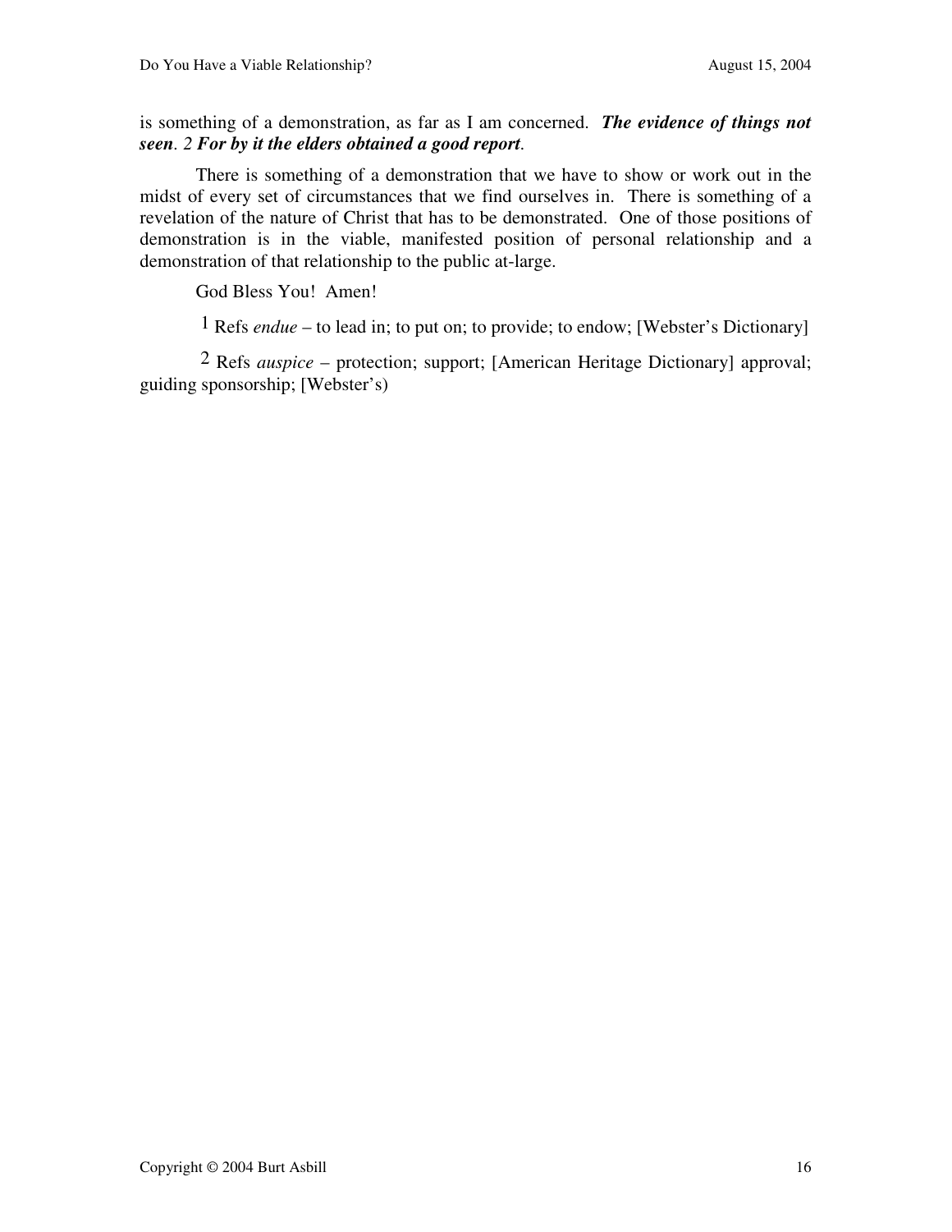is something of a demonstration, as far as I am concerned. ***The evidence of things not seen****. 2* ***For by it the elders obtained a good report****.*

There is something of a demonstration that we have to show or work out in the midst of every set of circumstances that we find ourselves in. There is something of a revelation of the nature of Christ that has to be demonstrated. One of those positions of demonstration is in the viable, manifested position of personal relationship and a demonstration of that relationship to the public at-large.

God Bless You! Amen!

[1] Refs *endue* – to lead in; to put on; to provide; to endow; [Webster's Dictionary]

[2] Refs *auspice* – protection; support; [American Heritage Dictionary] approval; guiding sponsorship; [Webster's)